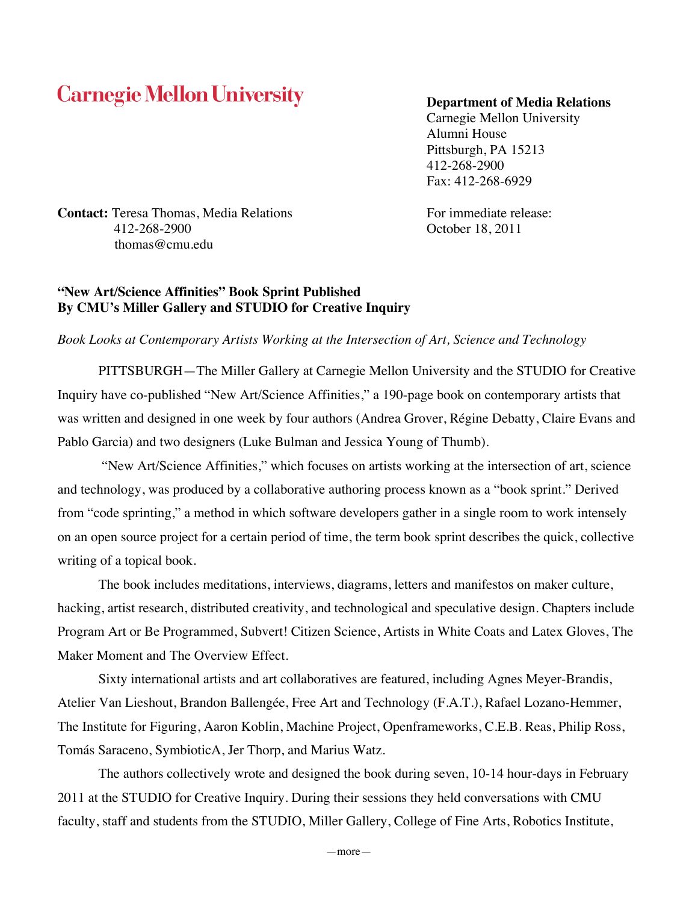Carnegie Mellon University

**Department of Media Relations**
Carnegie Mellon University
Alumni House
Pittsburgh, PA 15213
412-268-2900
Fax: 412-268-6929

**Contact:** Teresa Thomas, Media Relations
412-268-2900
thomas@cmu.edu

For immediate release:
October 18, 2011

**"New Art/Science Affinities" Book Sprint Published**
**By CMU's Miller Gallery and STUDIO for Creative Inquiry**

*Book Looks at Contemporary Artists Working at the Intersection of Art, Science and Technology*

PITTSBURGH—The Miller Gallery at Carnegie Mellon University and the STUDIO for Creative Inquiry have co-published "New Art/Science Affinities," a 190-page book on contemporary artists that was written and designed in one week by four authors (Andrea Grover, Régine Debatty, Claire Evans and Pablo Garcia) and two designers (Luke Bulman and Jessica Young of Thumb).

"New Art/Science Affinities," which focuses on artists working at the intersection of art, science and technology, was produced by a collaborative authoring process known as a "book sprint." Derived from "code sprinting," a method in which software developers gather in a single room to work intensely on an open source project for a certain period of time, the term book sprint describes the quick, collective writing of a topical book.

The book includes meditations, interviews, diagrams, letters and manifestos on maker culture, hacking, artist research, distributed creativity, and technological and speculative design. Chapters include Program Art or Be Programmed, Subvert! Citizen Science, Artists in White Coats and Latex Gloves, The Maker Moment and The Overview Effect.

Sixty international artists and art collaboratives are featured, including Agnes Meyer-Brandis, Atelier Van Lieshout, Brandon Ballengée, Free Art and Technology (F.A.T.), Rafael Lozano-Hemmer, The Institute for Figuring, Aaron Koblin, Machine Project, Openframeworks, C.E.B. Reas, Philip Ross, Tomás Saraceno, SymbioticA, Jer Thorp, and Marius Watz.

The authors collectively wrote and designed the book during seven, 10-14 hour-days in February 2011 at the STUDIO for Creative Inquiry. During their sessions they held conversations with CMU faculty, staff and students from the STUDIO, Miller Gallery, College of Fine Arts, Robotics Institute,

—more—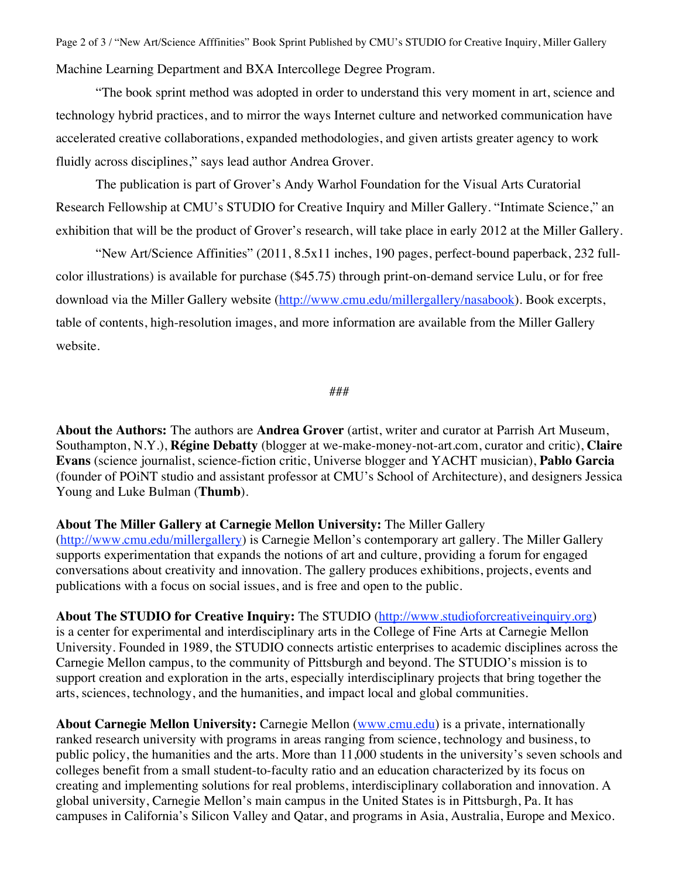Machine Learning Department and BXA Intercollege Degree Program.

"The book sprint method was adopted in order to understand this very moment in art, science and technology hybrid practices, and to mirror the ways Internet culture and networked communication have accelerated creative collaborations, expanded methodologies, and given artists greater agency to work fluidly across disciplines," says lead author Andrea Grover.

The publication is part of Grover's Andy Warhol Foundation for the Visual Arts Curatorial Research Fellowship at CMU's STUDIO for Creative Inquiry and Miller Gallery. "Intimate Science," an exhibition that will be the product of Grover's research, will take place in early 2012 at the Miller Gallery.

"New Art/Science Affinities" (2011, 8.5x11 inches, 190 pages, perfect-bound paperback, 232 full-color illustrations) is available for purchase ($45.75) through print-on-demand service Lulu, or for free download via the Miller Gallery website (http://www.cmu.edu/millergallery/nasabook). Book excerpts, table of contents, high-resolution images, and more information are available from the Miller Gallery website.

###

**About the Authors:** The authors are **Andrea Grover** (artist, writer and curator at Parrish Art Museum, Southampton, N.Y.), **Régine Debatty** (blogger at we-make-money-not-art.com, curator and critic), **Claire Evans** (science journalist, science-fiction critic, Universe blogger and YACHT musician), **Pablo Garcia** (founder of POiNT studio and assistant professor at CMU's School of Architecture), and designers Jessica Young and Luke Bulman (**Thumb**).

**About The Miller Gallery at Carnegie Mellon University:** The Miller Gallery (http://www.cmu.edu/millergallery) is Carnegie Mellon's contemporary art gallery. The Miller Gallery supports experimentation that expands the notions of art and culture, providing a forum for engaged conversations about creativity and innovation. The gallery produces exhibitions, projects, events and publications with a focus on social issues, and is free and open to the public.

**About The STUDIO for Creative Inquiry:** The STUDIO (http://www.studioforcreativeinquiry.org) is a center for experimental and interdisciplinary arts in the College of Fine Arts at Carnegie Mellon University. Founded in 1989, the STUDIO connects artistic enterprises to academic disciplines across the Carnegie Mellon campus, to the community of Pittsburgh and beyond. The STUDIO's mission is to support creation and exploration in the arts, especially interdisciplinary projects that bring together the arts, sciences, technology, and the humanities, and impact local and global communities.

**About Carnegie Mellon University:** Carnegie Mellon (www.cmu.edu) is a private, internationally ranked research university with programs in areas ranging from science, technology and business, to public policy, the humanities and the arts. More than 11,000 students in the university's seven schools and colleges benefit from a small student-to-faculty ratio and an education characterized by its focus on creating and implementing solutions for real problems, interdisciplinary collaboration and innovation. A global university, Carnegie Mellon's main campus in the United States is in Pittsburgh, Pa. It has campuses in California's Silicon Valley and Qatar, and programs in Asia, Australia, Europe and Mexico.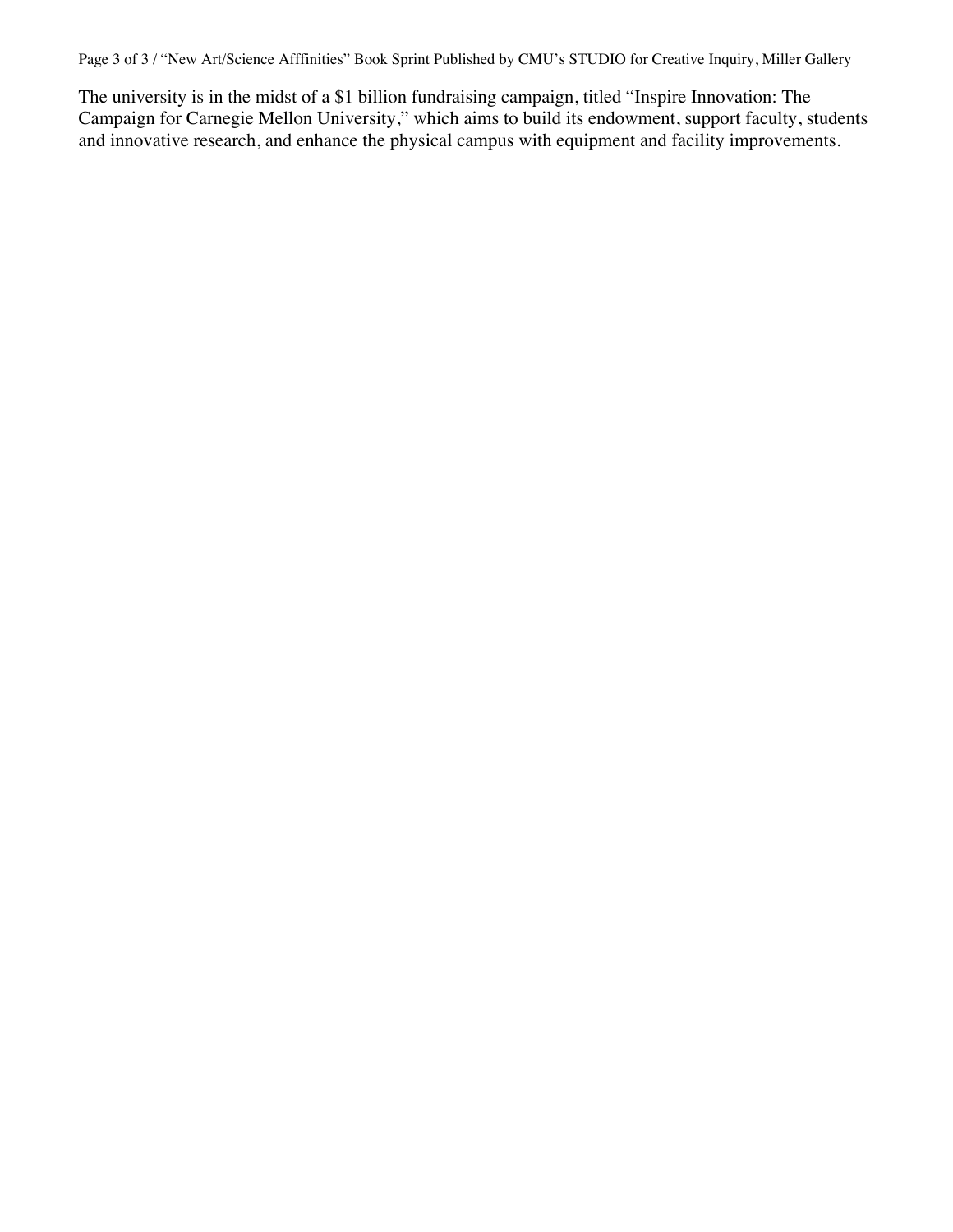The university is in the midst of a $1 billion fundraising campaign, titled "Inspire Innovation: The Campaign for Carnegie Mellon University," which aims to build its endowment, support faculty, students and innovative research, and enhance the physical campus with equipment and facility improvements.